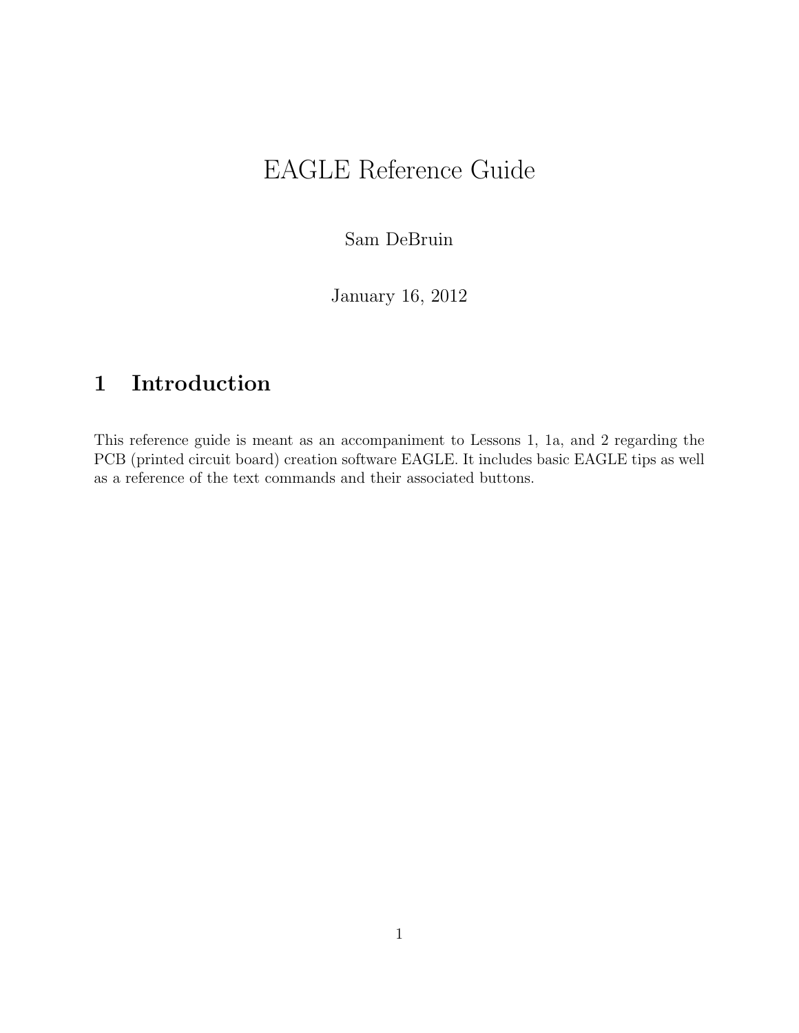# EAGLE Reference Guide

Sam DeBruin

January 16, 2012

## 1 Introduction

This reference guide is meant as an accompaniment to Lessons 1, 1a, and 2 regarding the PCB (printed circuit board) creation software EAGLE. It includes basic EAGLE tips as well as a reference of the text commands and their associated buttons.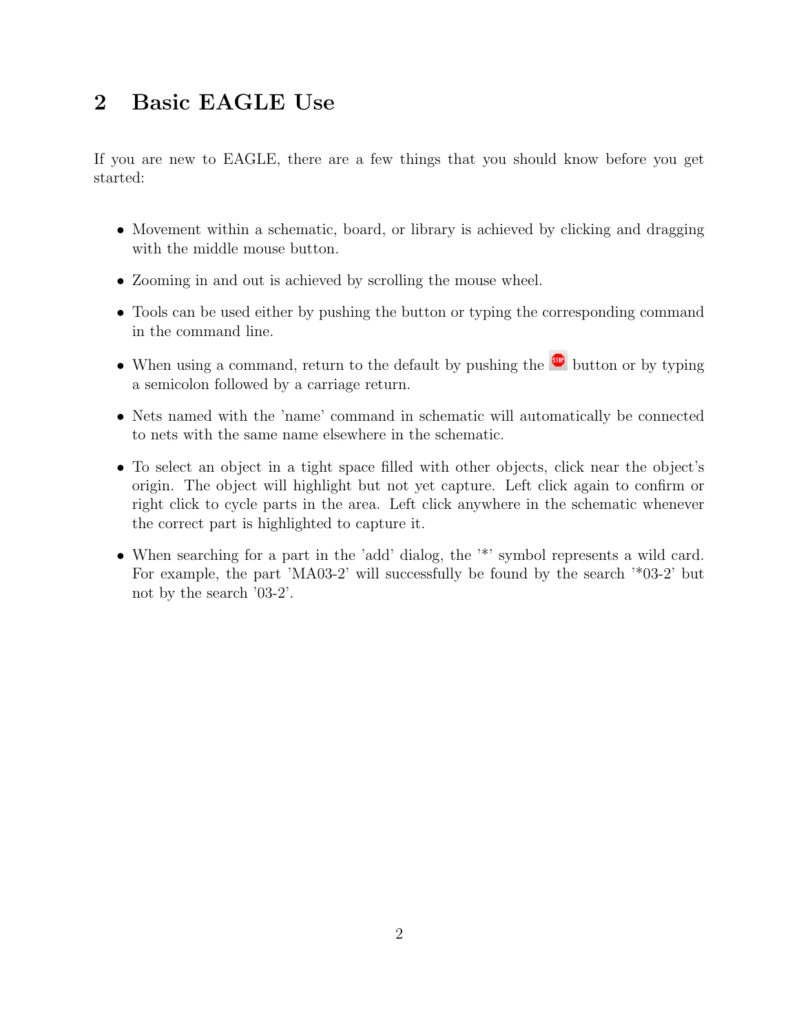## 2 Basic EAGLE Use

If you are new to EAGLE, there are a few things that you should know before you get started:

- Movement within a schematic, board, or library is achieved by clicking and dragging with the middle mouse button.
- Zooming in and out is achieved by scrolling the mouse wheel.
- Tools can be used either by pushing the button or typing the corresponding command in the command line.
- When using a command, return to the default by pushing the button or by typing a semicolon followed by a carriage return.
- Nets named with the 'name' command in schematic will automatically be connected to nets with the same name elsewhere in the schematic.
- To select an object in a tight space filled with other objects, click near the object's origin. The object will highlight but not yet capture. Left click again to confirm or right click to cycle parts in the area. Left click anywhere in the schematic whenever the correct part is highlighted to capture it.
- When searching for a part in the 'add' dialog, the '*' symbol represents a wild card. For example, the part 'MA03-2' will successfully be found by the search '*03-2' but not by the search '03-2'.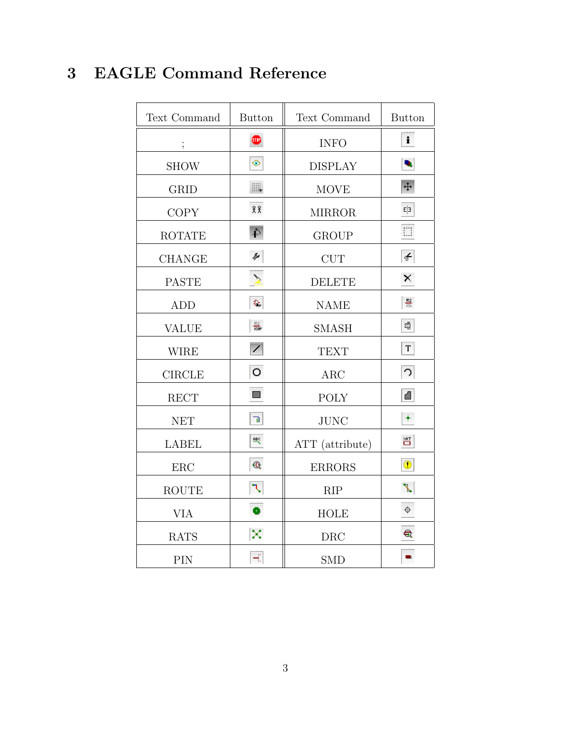## 3 EAGLE Command Reference

| Text Command | Button | Text Command | Button |
|---|---|---|---|
| ; | | INFO | |
| SHOW | | DISPLAY | |
| GRID | | MOVE | |
| COPY | | MIRROR | |
| ROTATE | | GROUP | |
| CHANGE | | CUT | |
| PASTE | | DELETE | |
| ADD | | NAME | |
| VALUE | | SMASH | |
| WIRE | | TEXT | |
| CIRCLE | | ARC | |
| RECT | | POLY | |
| NET | | JUNC | |
| LABEL | | ATT (attribute) | |
| ERC | | ERRORS | |
| ROUTE | | RIP | |
| VIA | | HOLE | |
| RATS | | DRC | |
| PIN | | SMD | |